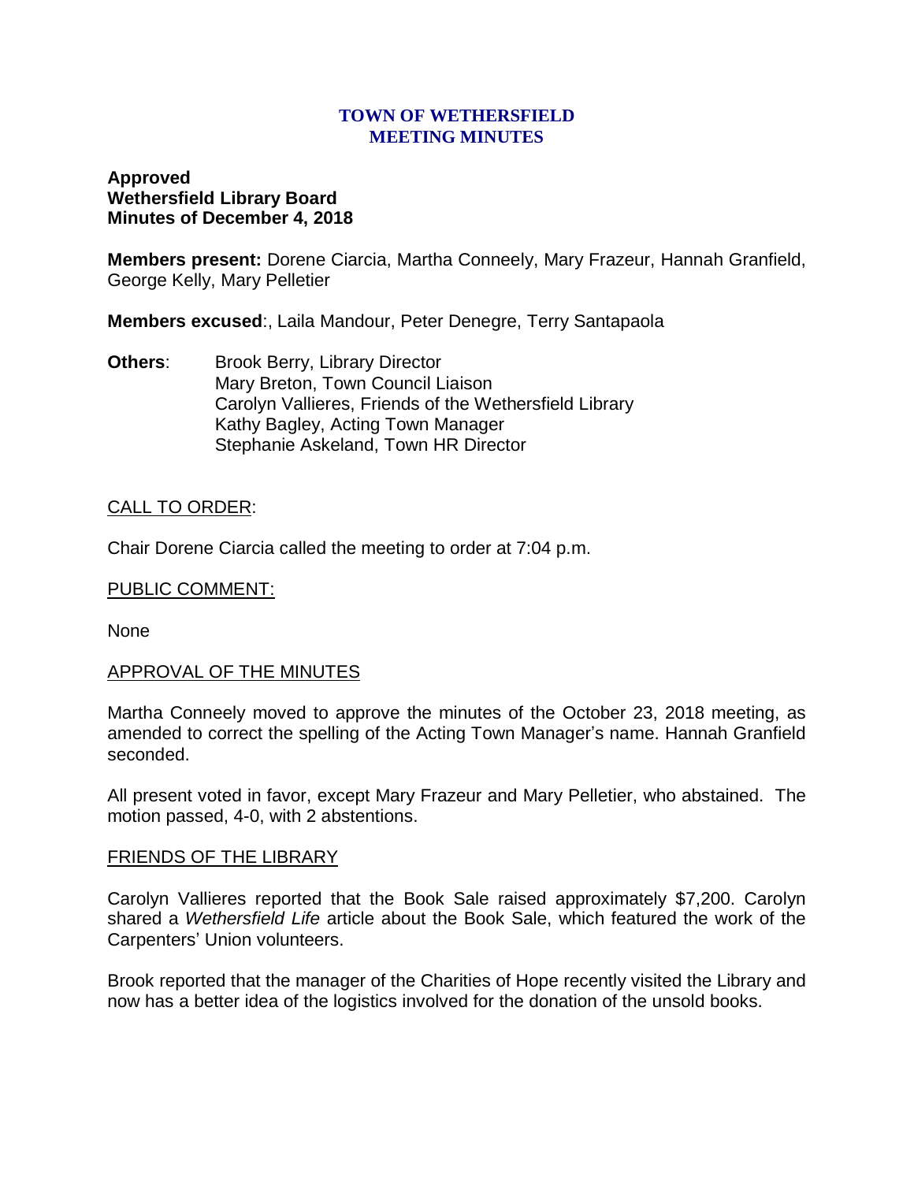# TOWN OF WETHERSFIELD
# MEETING MINUTES

**Approved**
**Wethersfield Library Board**
**Minutes of December 4, 2018**

**Members present:** Dorene Ciarcia, Martha Conneely, Mary Frazeur, Hannah Granfield, George Kelly, Mary Pelletier

**Members excused**:, Laila Mandour, Peter Denegre, Terry Santapaola

**Others**: Brook Berry, Library Director
Mary Breton, Town Council Liaison
Carolyn Vallieres, Friends of the Wethersfield Library
Kathy Bagley, Acting Town Manager
Stephanie Askeland, Town HR Director

CALL TO ORDER:

Chair Dorene Ciarcia called the meeting to order at 7:04 p.m.

PUBLIC COMMENT:

None

APPROVAL OF THE MINUTES

Martha Conneely moved to approve the minutes of the October 23, 2018 meeting, as amended to correct the spelling of the Acting Town Manager's name. Hannah Granfield seconded.

All present voted in favor, except Mary Frazeur and Mary Pelletier, who abstained. The motion passed, 4-0, with 2 abstentions.

FRIENDS OF THE LIBRARY

Carolyn Vallieres reported that the Book Sale raised approximately $7,200. Carolyn shared a *Wethersfield Life* article about the Book Sale, which featured the work of the Carpenters' Union volunteers.

Brook reported that the manager of the Charities of Hope recently visited the Library and now has a better idea of the logistics involved for the donation of the unsold books.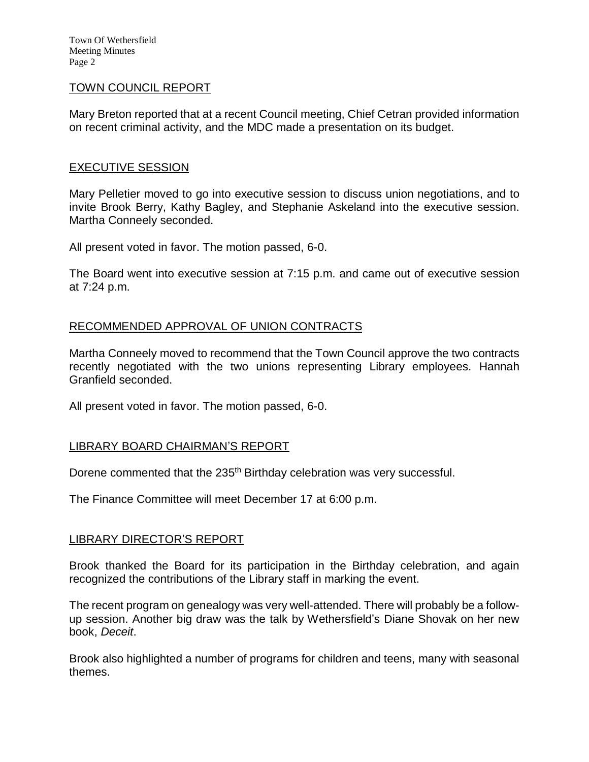## TOWN COUNCIL REPORT

Mary Breton reported that at a recent Council meeting, Chief Cetran provided information on recent criminal activity, and the MDC made a presentation on its budget.

## EXECUTIVE SESSION

Mary Pelletier moved to go into executive session to discuss union negotiations, and to invite Brook Berry, Kathy Bagley, and Stephanie Askeland into the executive session. Martha Conneely seconded.

All present voted in favor. The motion passed, 6-0.

The Board went into executive session at 7:15 p.m. and came out of executive session at 7:24 p.m.

## RECOMMENDED APPROVAL OF UNION CONTRACTS

Martha Conneely moved to recommend that the Town Council approve the two contracts recently negotiated with the two unions representing Library employees. Hannah Granfield seconded.

All present voted in favor. The motion passed, 6-0.

## LIBRARY BOARD CHAIRMAN'S REPORT

Dorene commented that the 235th Birthday celebration was very successful.

The Finance Committee will meet December 17 at 6:00 p.m.

## LIBRARY DIRECTOR'S REPORT

Brook thanked the Board for its participation in the Birthday celebration, and again recognized the contributions of the Library staff in marking the event.

The recent program on genealogy was very well-attended. There will probably be a follow-up session. Another big draw was the talk by Wethersfield's Diane Shovak on her new book, *Deceit*.

Brook also highlighted a number of programs for children and teens, many with seasonal themes.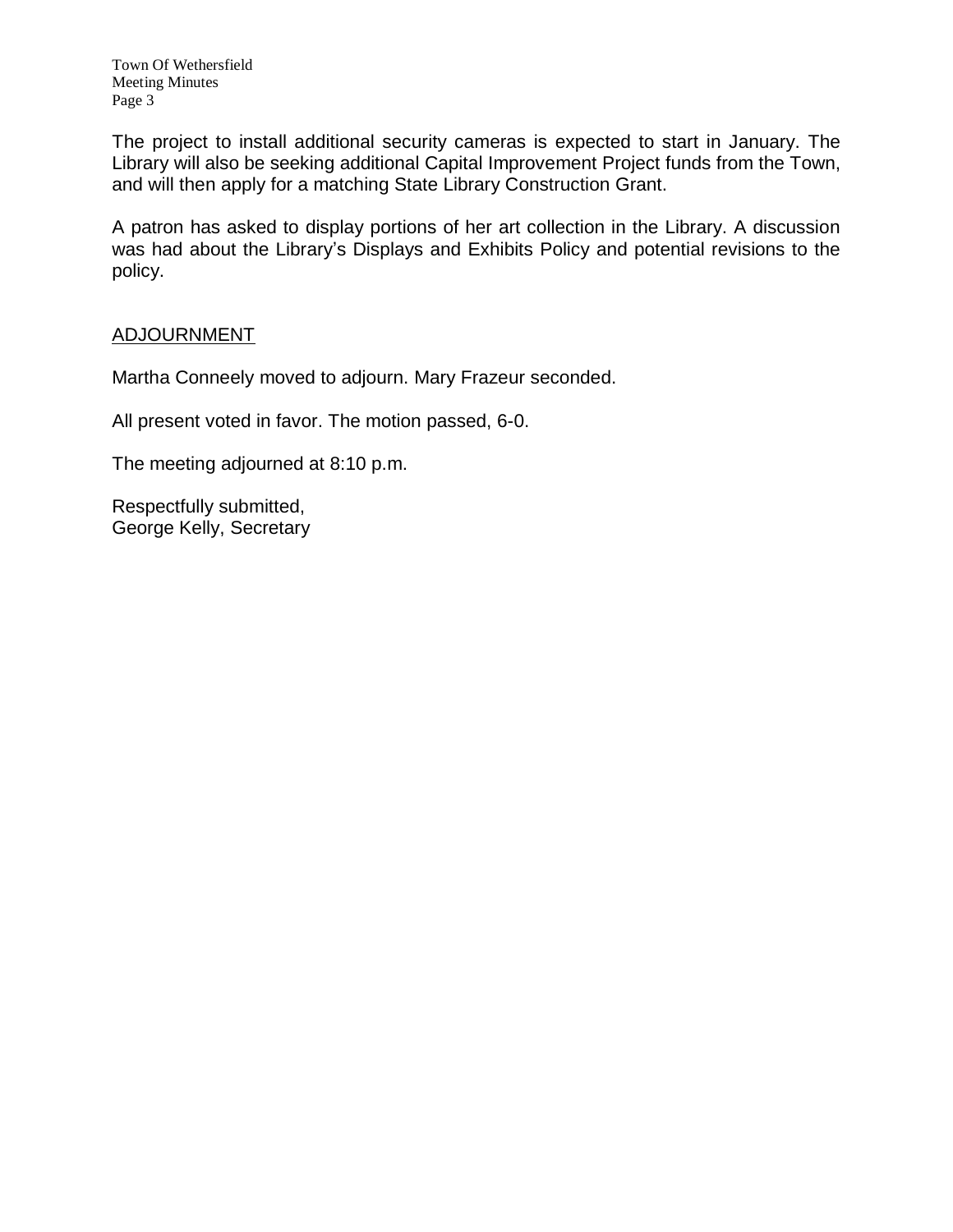The project to install additional security cameras is expected to start in January. The Library will also be seeking additional Capital Improvement Project funds from the Town, and will then apply for a matching State Library Construction Grant.

A patron has asked to display portions of her art collection in the Library. A discussion was had about the Library's Displays and Exhibits Policy and potential revisions to the policy.

## ADJOURNMENT

Martha Conneely moved to adjourn. Mary Frazeur seconded.

All present voted in favor. The motion passed, 6-0.

The meeting adjourned at 8:10 p.m.

Respectfully submitted,
George Kelly, Secretary